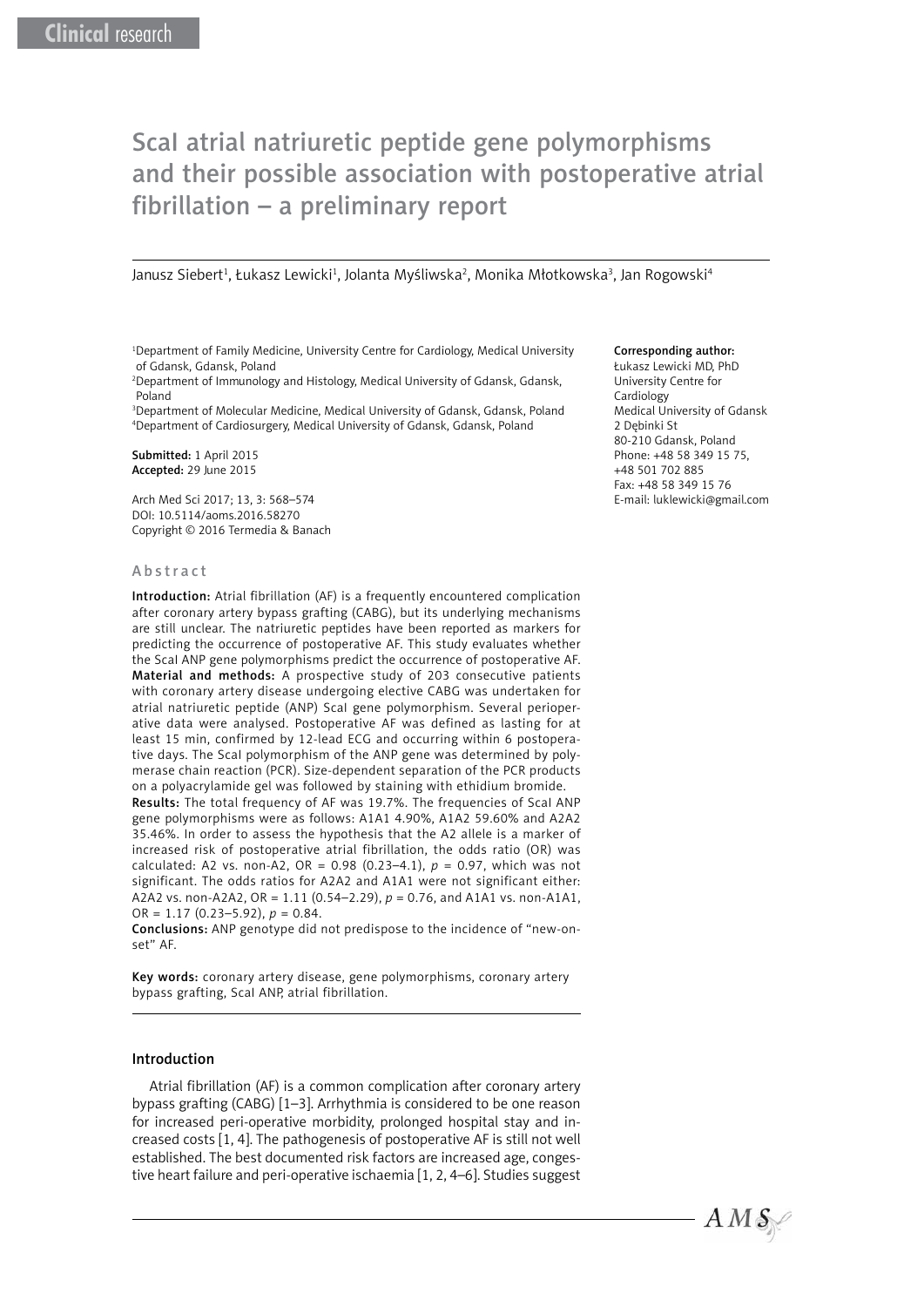# ScaI atrial natriuretic peptide gene polymorphisms and their possible association with postoperative atrial fibrillation – a preliminary report

Janusz Siebert[1], Łukasz Lewicki[1], Jolanta Myśliwska[2], Monika Młotkowska[3], Jan Rogowski[4]

[1]Department of Family Medicine, University Centre for Cardiology, Medical University of Gdansk, Gdansk, Poland
[2]Department of Immunology and Histology, Medical University of Gdansk, Gdansk, Poland
[3]Department of Molecular Medicine, Medical University of Gdansk, Gdansk, Poland
[4]Department of Cardiosurgery, Medical University of Gdansk, Gdansk, Poland

**Submitted:** 1 April 2015
**Accepted:** 29 June 2015

Arch Med Sci 2017; 13, 3: 568–574
DOI: 10.5114/aoms.2016.58270
Copyright © 2016 Termedia & Banach

**Corresponding author:**
Łukasz Lewicki MD, PhD
University Centre for Cardiology
Medical University of Gdansk
2 Dębinki St
80-210 Gdansk, Poland
Phone: +48 58 349 15 75, +48 501 702 885
Fax: +48 58 349 15 76
E-mail: luklewicki@gmail.com

## Abstract

**Introduction:** Atrial fibrillation (AF) is a frequently encountered complication after coronary artery bypass grafting (CABG), but its underlying mechanisms are still unclear. The natriuretic peptides have been reported as markers for predicting the occurrence of postoperative AF. This study evaluates whether the ScaI ANP gene polymorphisms predict the occurrence of postoperative AF.
**Material and methods:** A prospective study of 203 consecutive patients with coronary artery disease undergoing elective CABG was undertaken for atrial natriuretic peptide (ANP) ScaI gene polymorphism. Several perioperative data were analysed. Postoperative AF was defined as lasting for at least 15 min, confirmed by 12-lead ECG and occurring within 6 postoperative days. The ScaI polymorphism of the ANP gene was determined by polymerase chain reaction (PCR). Size-dependent separation of the PCR products on a polyacrylamide gel was followed by staining with ethidium bromide.
**Results:** The total frequency of AF was 19.7%. The frequencies of ScaI ANP gene polymorphisms were as follows: A1A1 4.90%, A1A2 59.60% and A2A2 35.46%. In order to assess the hypothesis that the A2 allele is a marker of increased risk of postoperative atrial fibrillation, the odds ratio (OR) was calculated: A2 vs. non-A2, OR = 0.98 (0.23–4.1), $p = 0.97$, which was not significant. The odds ratios for A2A2 and A1A1 were not significant either: A2A2 vs. non-A2A2, OR = 1.11 (0.54–2.29), $p = 0.76$, and A1A1 vs. non-A1A1, OR = 1.17 (0.23–5.92), $p = 0.84$.
**Conclusions:** ANP genotype did not predispose to the incidence of "new-onset" AF.

**Key words:** coronary artery disease, gene polymorphisms, coronary artery bypass grafting, ScaI ANP, atrial fibrillation.

## Introduction

Atrial fibrillation (AF) is a common complication after coronary artery bypass grafting (CABG) [1–3]. Arrhythmia is considered to be one reason for increased peri-operative morbidity, prolonged hospital stay and increased costs [1, 4]. The pathogenesis of postoperative AF is still not well established. The best documented risk factors are increased age, congestive heart failure and peri-operative ischaemia [1, 2, 4–6]. Studies suggest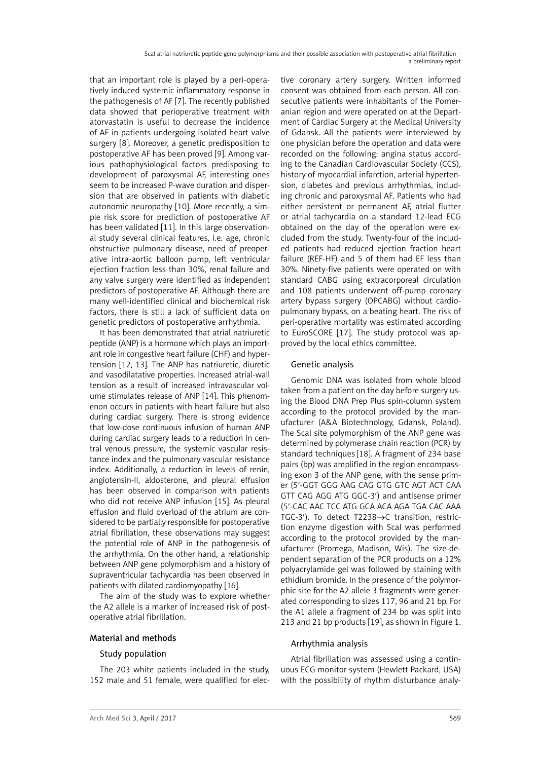that an important role is played by a peri-operatively induced systemic inflammatory response in the pathogenesis of AF [7]. The recently published data showed that perioperative treatment with atorvastatin is useful to decrease the incidence of AF in patients undergoing isolated heart valve surgery [8]. Moreover, a genetic predisposition to postoperative AF has been proved [9]. Among various pathophysiological factors predisposing to development of paroxysmal AF, interesting ones seem to be increased P-wave duration and dispersion that are observed in patients with diabetic autonomic neuropathy [10]. More recently, a simple risk score for prediction of postoperative AF has been validated [11]. In this large observational study several clinical features, i.e. age, chronic obstructive pulmonary disease, need of preoperative intra-aortic balloon pump, left ventricular ejection fraction less than 30%, renal failure and any valve surgery were identified as independent predictors of postoperative AF. Although there are many well-identified clinical and biochemical risk factors, there is still a lack of sufficient data on genetic predictors of postoperative arrhythmia.

It has been demonstrated that atrial natriuretic peptide (ANP) is a hormone which plays an important role in congestive heart failure (CHF) and hypertension [12, 13]. The ANP has natriuretic, diuretic and vasodilatative properties. Increased atrial-wall tension as a result of increased intravascular volume stimulates release of ANP [14]. This phenomenon occurs in patients with heart failure but also during cardiac surgery. There is strong evidence that low-dose continuous infusion of human ANP during cardiac surgery leads to a reduction in central venous pressure, the systemic vascular resistance index and the pulmonary vascular resistance index. Additionally, a reduction in levels of renin, angiotensin-II, aldosterone, and pleural effusion has been observed in comparison with patients who did not receive ANP infusion [15]. As pleural effusion and fluid overload of the atrium are considered to be partially responsible for postoperative atrial fibrillation, these observations may suggest the potential role of ANP in the pathogenesis of the arrhythmia. On the other hand, a relationship between ANP gene polymorphism and a history of supraventricular tachycardia has been observed in patients with dilated cardiomyopathy [16].

The aim of the study was to explore whether the A2 allele is a marker of increased risk of postoperative atrial fibrillation.

## Material and methods

### Study population

The 203 white patients included in the study, 152 male and 51 female, were qualified for elective coronary artery surgery. Written informed consent was obtained from each person. All consecutive patients were inhabitants of the Pomeranian region and were operated on at the Department of Cardiac Surgery at the Medical University of Gdansk. All the patients were interviewed by one physician before the operation and data were recorded on the following: angina status according to the Canadian Cardiovascular Society (CCS), history of myocardial infarction, arterial hypertension, diabetes and previous arrhythmias, including chronic and paroxysmal AF. Patients who had either persistent or permanent AF, atrial flutter or atrial tachycardia on a standard 12-lead ECG obtained on the day of the operation were excluded from the study. Twenty-four of the included patients had reduced ejection fraction heart failure (REF-HF) and 5 of them had EF less than 30%. Ninety-five patients were operated on with standard CABG using extracorporeal circulation and 108 patients underwent off-pump coronary artery bypass surgery (OPCABG) without cardiopulmonary bypass, on a beating heart. The risk of peri-operative mortality was estimated according to EuroSCORE [17]. The study protocol was approved by the local ethics committee.

### Genetic analysis

Genomic DNA was isolated from whole blood taken from a patient on the day before surgery using the Blood DNA Prep Plus spin-column system according to the protocol provided by the manufacturer (A&A Biotechnology, Gdansk, Poland). The ScaI site polymorphism of the ANP gene was determined by polymerase chain reaction (PCR) by standard techniques [18]. A fragment of 234 base pairs (bp) was amplified in the region encompassing exon 3 of the ANP gene, with the sense primer (5'-GGT GGG AAG CAG GTG GTC AGT ACT CAA GTT CAG AGG ATG GGC-3') and antisense primer (5'-CAC AAC TCC ATG GCA ACA AGA TGA CAC AAA TGC-3'). To detect T2238→C transition, restriction enzyme digestion with ScaI was performed according to the protocol provided by the manufacturer (Promega, Madison, Wis). The size-dependent separation of the PCR products on a 12% polyacrylamide gel was followed by staining with ethidium bromide. In the presence of the polymorphic site for the A2 allele 3 fragments were generated corresponding to sizes 117, 96 and 21 bp. For the A1 allele a fragment of 234 bp was split into 213 and 21 bp products [19], as shown in Figure 1.

### Arrhythmia analysis

Atrial fibrillation was assessed using a continuous ECG monitor system (Hewlett Packard, USA) with the possibility of rhythm disturbance analy-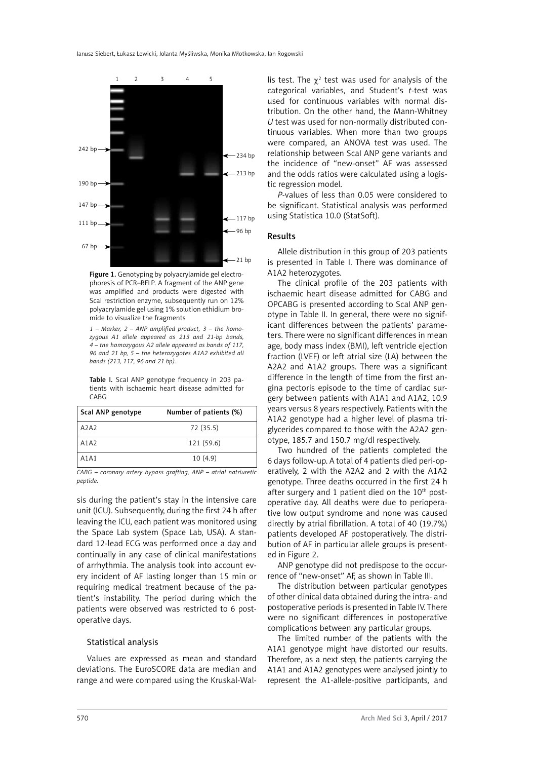Figure 1. Genotyping by polyacrylamide gel electrophoresis of PCR–RFLP. A fragment of the ANP gene was amplified and products were digested with ScaI restriction enzyme, subsequently run on 12% polyacrylamide gel using 1% solution ethidium bromide to visualize the fragments

*1 – Marker, 2 – ANP amplified product, 3 – the homozygous A1 allele appeared as 213 and 21-bp bands, 4 – the homozygous A2 allele appeared as bands of 117, 96 and 21 bp, 5 – the heterozygotes A1A2 exhibited all bands (213, 117, 96 and 21 bp).*

**Table I.** ScaI ANP genotype frequency in 203 patients with ischaemic heart disease admitted for CABG

| ScaI ANP genotype | Number of patients (%) |
|---|---|
| A2A2 | 72 (35.5) |
| A1A2 | 121 (59.6) |
| A1A1 | 10 (4.9) |

*CABG – coronary artery bypass grafting, ANP – atrial natriuretic peptide.*

sis during the patient's stay in the intensive care unit (ICU). Subsequently, during the first 24 h after leaving the ICU, each patient was monitored using the Space Lab system (Space Lab, USA). A standard 12-lead ECG was performed once a day and continually in any case of clinical manifestations of arrhythmia. The analysis took into account every incident of AF lasting longer than 15 min or requiring medical treatment because of the patient's instability. The period during which the patients were observed was restricted to 6 postoperative days.

### Statistical analysis

Values are expressed as mean and standard deviations. The EuroSCORE data are median and range and were compared using the Kruskal-Wallis test. The $\chi^2$ test was used for analysis of the categorical variables, and Student's *t*-test was used for continuous variables with normal distribution. On the other hand, the Mann-Whitney *U* test was used for non-normally distributed continuous variables. When more than two groups were compared, an ANOVA test was used. The relationship between ScaI ANP gene variants and the incidence of "new-onset" AF was assessed and the odds ratios were calculated using a logistic regression model.

*P*-values of less than 0.05 were considered to be significant. Statistical analysis was performed using Statistica 10.0 (StatSoft).

## Results

Allele distribution in this group of 203 patients is presented in Table I. There was dominance of A1A2 heterozygotes.

The clinical profile of the 203 patients with ischaemic heart disease admitted for CABG and OPCABG is presented according to ScaI ANP genotype in Table II. In general, there were no significant differences between the patients' parameters. There were no significant differences in mean age, body mass index (BMI), left ventricle ejection fraction (LVEF) or left atrial size (LA) between the A2A2 and A1A2 groups. There was a significant difference in the length of time from the first angina pectoris episode to the time of cardiac surgery between patients with A1A1 and A1A2, 10.9 years versus 8 years respectively. Patients with the A1A2 genotype had a higher level of plasma triglycerides compared to those with the A2A2 genotype, 185.7 and 150.7 mg/dl respectively.

Two hundred of the patients completed the 6 days follow-up. A total of 4 patients died peri-operatively, 2 with the A2A2 and 2 with the A1A2 genotype. Three deaths occurred in the first 24 h after surgery and 1 patient died on the 10th postoperative day. All deaths were due to perioperative low output syndrome and none was caused directly by atrial fibrillation. A total of 40 (19.7%) patients developed AF postoperatively. The distribution of AF in particular allele groups is presented in Figure 2.

ANP genotype did not predispose to the occurrence of "new-onset" AF, as shown in Table III.

The distribution between particular genotypes of other clinical data obtained during the intra- and postoperative periods is presented in Table IV. There were no significant differences in postoperative complications between any particular groups.

The limited number of the patients with the A1A1 genotype might have distorted our results. Therefore, as a next step, the patients carrying the A1A1 and A1A2 genotypes were analysed jointly to represent the A1-allele-positive participants, and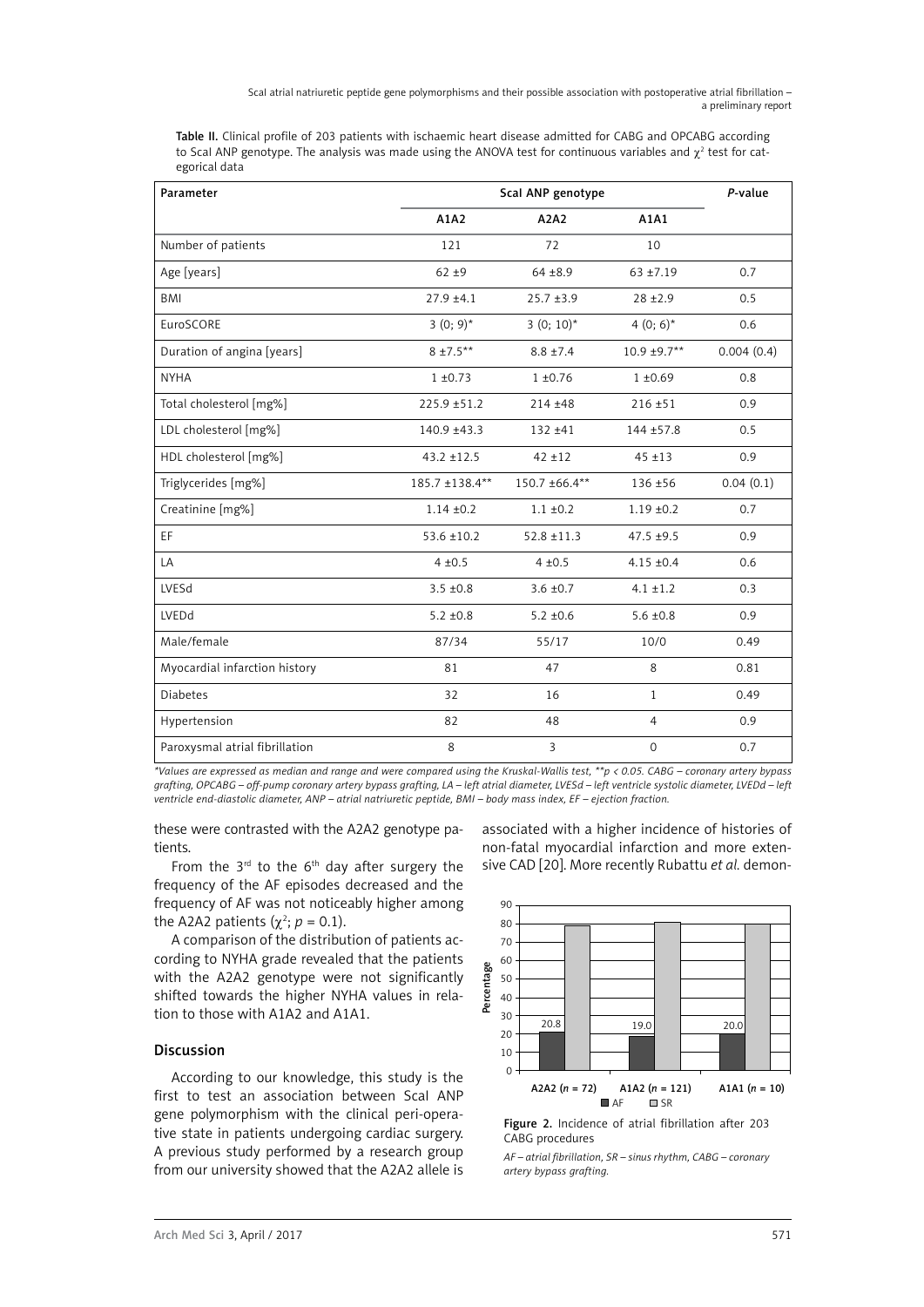Table II. Clinical profile of 203 patients with ischaemic heart disease admitted for CABG and OPCABG according to ScaI ANP genotype. The analysis was made using the ANOVA test for continuous variables and $\chi^2$ test for categorical data

| Parameter | ScaI ANP genotype | | | *P*-value |
|---|---|---|---|---|
| | A1A2 | A2A2 | A1A1 | |
| Number of patients | 121 | 72 | 10 | |
| Age [years] | 62 ±9 | 64 ±8.9 | 63 ±7.19 | 0.7 |
| BMI | 27.9 ±4.1 | 25.7 ±3.9 | 28 ±2.9 | 0.5 |
| EuroSCORE | 3 (0; 9)* | 3 (0; 10)* | 4 (0; 6)* | 0.6 |
| Duration of angina [years] | 8 ±7.5** | 8.8 ±7.4 | 10.9 ±9.7** | 0.004 (0.4) |
| NYHA | 1 ±0.73 | 1 ±0.76 | 1 ±0.69 | 0.8 |
| Total cholesterol [mg%] | 225.9 ±51.2 | 214 ±48 | 216 ±51 | 0.9 |
| LDL cholesterol [mg%] | 140.9 ±43.3 | 132 ±41 | 144 ±57.8 | 0.5 |
| HDL cholesterol [mg%] | 43.2 ±12.5 | 42 ±12 | 45 ±13 | 0.9 |
| Triglycerides [mg%] | 185.7 ±138.4** | 150.7 ±66.4** | 136 ±56 | 0.04 (0.1) |
| Creatinine [mg%] | 1.14 ±0.2 | 1.1 ±0.2 | 1.19 ±0.2 | 0.7 |
| EF | 53.6 ±10.2 | 52.8 ±11.3 | 47.5 ±9.5 | 0.9 |
| LA | 4 ±0.5 | 4 ±0.5 | 4.15 ±0.4 | 0.6 |
| LVESd | 3.5 ±0.8 | 3.6 ±0.7 | 4.1 ±1.2 | 0.3 |
| LVEDd | 5.2 ±0.8 | 5.2 ±0.6 | 5.6 ±0.8 | 0.9 |
| Male/female | 87/34 | 55/17 | 10/0 | 0.49 |
| Myocardial infarction history | 81 | 47 | 8 | 0.81 |
| Diabetes | 32 | 16 | 1 | 0.49 |
| Hypertension | 82 | 48 | 4 | 0.9 |
| Paroxysmal atrial fibrillation | 8 | 3 | 0 | 0.7 |

*Values are expressed as median and range and were compared using the Kruskal-Wallis test, \*\*p < 0.05. CABG – coronary artery bypass grafting, OPCABG – off-pump coronary artery bypass grafting, LA – left atrial diameter, LVESd – left ventricle systolic diameter, LVEDd – left ventricle end-diastolic diameter, ANP – atrial natriuretic peptide, BMI – body mass index, EF – ejection fraction.*

these were contrasted with the A2A2 genotype patients.

From the 3rd to the 6th day after surgery the frequency of the AF episodes decreased and the frequency of AF was not noticeably higher among the A2A2 patients ($\chi^2$; $p = 0.1$).

A comparison of the distribution of patients according to NYHA grade revealed that the patients with the A2A2 genotype were not significantly shifted towards the higher NYHA values in relation to those with A1A2 and A1A1.

## Discussion

According to our knowledge, this study is the first to test an association between ScaI ANP gene polymorphism with the clinical peri-operative state in patients undergoing cardiac surgery. A previous study performed by a research group from our university showed that the A2A2 allele is associated with a higher incidence of histories of non-fatal myocardial infarction and more extensive CAD [20]. More recently Rubattu *et al.* demon-

Figure 2. Incidence of atrial fibrillation after 203 CABG procedures

*AF – atrial fibrillation, SR – sinus rhythm, CABG – coronary artery bypass grafting.*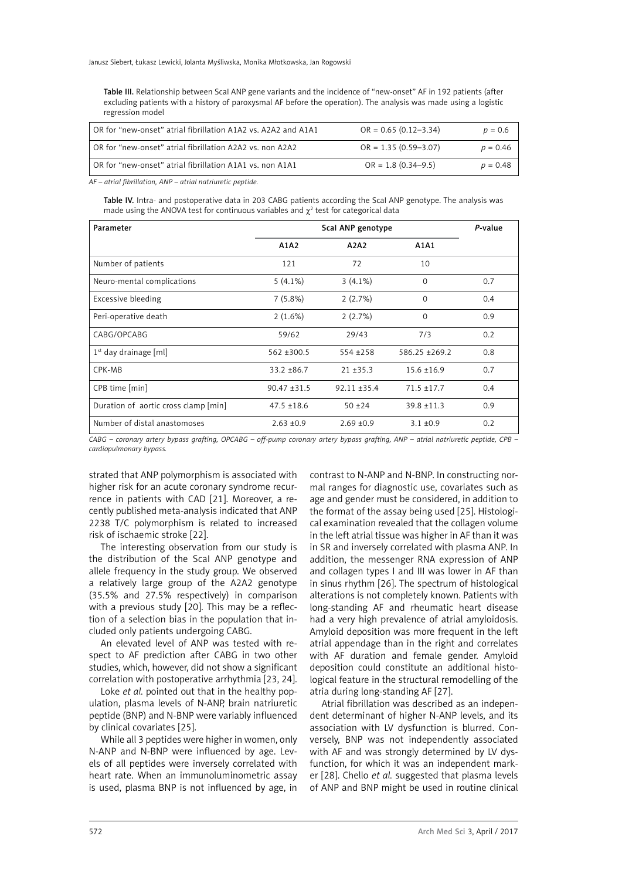Table III. Relationship between ScaI ANP gene variants and the incidence of "new-onset" AF in 192 patients (after excluding patients with a history of paroxysmal AF before the operation). The analysis was made using a logistic regression model

| | | |
|---|---|---|
| OR for "new-onset" atrial fibrillation A1A2 vs. A2A2 and A1A1 | OR = 0.65 (0.12–3.34) | *p* = 0.6 |
| OR for "new-onset" atrial fibrillation A2A2 vs. non A2A2 | OR = 1.35 (0.59–3.07) | *p* = 0.46 |
| OR for "new-onset" atrial fibrillation A1A1 vs. non A1A1 | OR = 1.8 (0.34–9.5) | *p* = 0.48 |

*AF – atrial fibrillation, ANP – atrial natriuretic peptide.*

Table IV. Intra- and postoperative data in 203 CABG patients according the ScaI ANP genotype. The analysis was made using the ANOVA test for continuous variables and $\chi^2$ test for categorical data

| Parameter | ScaI ANP genotype | | | *P*-value |
|---|---|---|---|---|
| | A1A2 | A2A2 | A1A1 | |
| Number of patients | 121 | 72 | 10 | |
| Neuro-mental complications | 5 (4.1%) | 3 (4.1%) | 0 | 0.7 |
| Excessive bleeding | 7 (5.8%) | 2 (2.7%) | 0 | 0.4 |
| Peri-operative death | 2 (1.6%) | 2 (2.7%) | 0 | 0.9 |
| CABG/OPCABG | 59/62 | 29/43 | 7/3 | 0.2 |
| 1st day drainage [ml] | 562 ±300.5 | 554 ±258 | 586.25 ±269.2 | 0.8 |
| CPK-MB | 33.2 ±86.7 | 21 ±35.3 | 15.6 ±16.9 | 0.7 |
| CPB time [min] | 90.47 ±31.5 | 92.11 ±35.4 | 71.5 ±17.7 | 0.4 |
| Duration of aortic cross clamp [min] | 47.5 ±18.6 | 50 ±24 | 39.8 ±11.3 | 0.9 |
| Number of distal anastomoses | 2.63 ±0.9 | 2.69 ±0.9 | 3.1 ±0.9 | 0.2 |

*CABG – coronary artery bypass grafting, OPCABG – off-pump coronary artery bypass grafting, ANP – atrial natriuretic peptide, CPB – cardiopulmonary bypass.*

strated that ANP polymorphism is associated with higher risk for an acute coronary syndrome recurrence in patients with CAD [21]. Moreover, a recently published meta-analysis indicated that ANP 2238 T/C polymorphism is related to increased risk of ischaemic stroke [22].

The interesting observation from our study is the distribution of the ScaI ANP genotype and allele frequency in the study group. We observed a relatively large group of the A2A2 genotype (35.5% and 27.5% respectively) in comparison with a previous study [20]. This may be a reflection of a selection bias in the population that included only patients undergoing CABG.

An elevated level of ANP was tested with respect to AF prediction after CABG in two other studies, which, however, did not show a significant correlation with postoperative arrhythmia [23, 24].

Loke *et al.* pointed out that in the healthy population, plasma levels of N-ANP, brain natriuretic peptide (BNP) and N-BNP were variably influenced by clinical covariates [25].

While all 3 peptides were higher in women, only N-ANP and N-BNP were influenced by age. Levels of all peptides were inversely correlated with heart rate. When an immunoluminometric assay is used, plasma BNP is not influenced by age, in contrast to N-ANP and N-BNP. In constructing normal ranges for diagnostic use, covariates such as age and gender must be considered, in addition to the format of the assay being used [25]. Histological examination revealed that the collagen volume in the left atrial tissue was higher in AF than it was in SR and inversely correlated with plasma ANP. In addition, the messenger RNA expression of ANP and collagen types I and III was lower in AF than in sinus rhythm [26]. The spectrum of histological alterations is not completely known. Patients with long-standing AF and rheumatic heart disease had a very high prevalence of atrial amyloidosis. Amyloid deposition was more frequent in the left atrial appendage than in the right and correlates with AF duration and female gender. Amyloid deposition could constitute an additional histological feature in the structural remodelling of the atria during long-standing AF [27].

Atrial fibrillation was described as an independent determinant of higher N-ANP levels, and its association with LV dysfunction is blurred. Conversely, BNP was not independently associated with AF and was strongly determined by LV dysfunction, for which it was an independent marker [28]. Chello *et al.* suggested that plasma levels of ANP and BNP might be used in routine clinical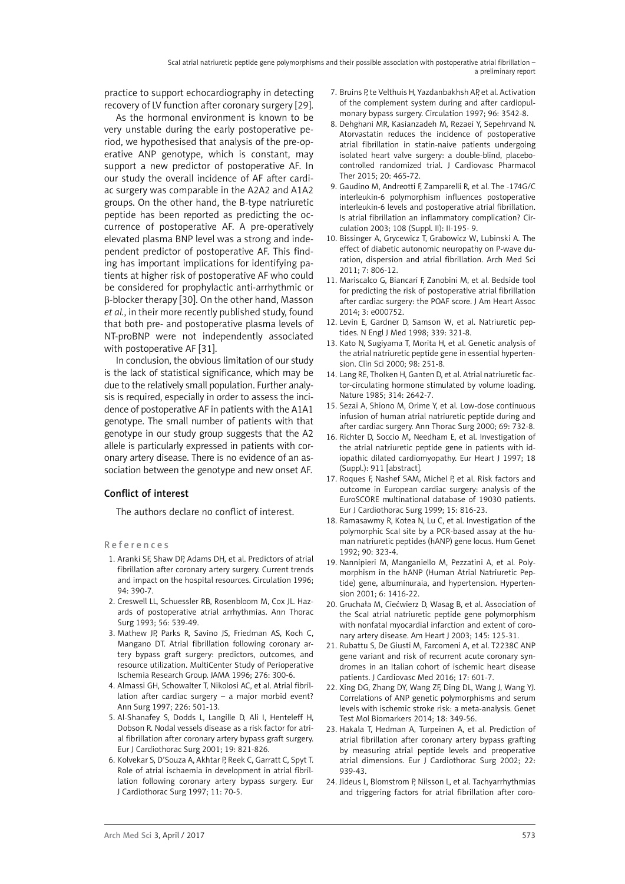practice to support echocardiography in detecting recovery of LV function after coronary surgery [29].

As the hormonal environment is known to be very unstable during the early postoperative period, we hypothesised that analysis of the pre-operative ANP genotype, which is constant, may support a new predictor of postoperative AF. In our study the overall incidence of AF after cardiac surgery was comparable in the A2A2 and A1A2 groups. On the other hand, the B-type natriuretic peptide has been reported as predicting the occurrence of postoperative AF. A pre-operatively elevated plasma BNP level was a strong and independent predictor of postoperative AF. This finding has important implications for identifying patients at higher risk of postoperative AF who could be considered for prophylactic anti-arrhythmic or β-blocker therapy [30]. On the other hand, Masson *et al.*, in their more recently published study, found that both pre- and postoperative plasma levels of NT-proBNP were not independently associated with postoperative AF [31].

In conclusion, the obvious limitation of our study is the lack of statistical significance, which may be due to the relatively small population. Further analysis is required, especially in order to assess the incidence of postoperative AF in patients with the A1A1 genotype. The small number of patients with that genotype in our study group suggests that the A2 allele is particularly expressed in patients with coronary artery disease. There is no evidence of an association between the genotype and new onset AF.

## Conflict of interest

The authors declare no conflict of interest.

## References

1. Aranki SF, Shaw DP, Adams DH, et al. Predictors of atrial fibrillation after coronary artery surgery. Current trends and impact on the hospital resources. Circulation 1996; 94: 390-7.
2. Creswell LL, Schuessler RB, Rosenbloom M, Cox JL. Hazards of postoperative atrial arrhythmias. Ann Thorac Surg 1993; 56: 539-49.
3. Mathew JP, Parks R, Savino JS, Friedman AS, Koch C, Mangano DT. Atrial fibrillation following coronary artery bypass graft surgery: predictors, outcomes, and resource utilization. MultiCenter Study of Perioperative Ischemia Research Group. JAMA 1996; 276: 300-6.
4. Almassi GH, Schowalter T, Nikolosi AC, et al. Atrial fibrillation after cardiac surgery – a major morbid event? Ann Surg 1997; 226: 501-13.
5. Al-Shanafey S, Dodds L, Langille D, Ali I, Henteleff H, Dobson R. Nodal vessels disease as a risk factor for atrial fibrillation after coronary artery bypass graft surgery. Eur J Cardiothorac Surg 2001; 19: 821-826.
6. Kolvekar S, D'Souza A, Akhtar P, Reek C, Garratt C, Spyt T. Role of atrial ischaemia in development in atrial fibrillation following coronary artery bypass surgery. Eur J Cardiothorac Surg 1997; 11: 70-5.
7. Bruins P, te Velthuis H, Yazdanbakhsh AP, et al. Activation of the complement system during and after cardiopulmonary bypass surgery. Circulation 1997; 96: 3542-8.
8. Dehghani MR, Kasianzadeh M, Rezaei Y, Sepehrvand N. Atorvastatin reduces the incidence of postoperative atrial fibrillation in statin-naive patients undergoing isolated heart valve surgery: a double-blind, placebo-controlled randomized trial. J Cardiovasc Pharmacol Ther 2015; 20: 465-72.
9. Gaudino M, Andreotti F, Zamparelli R, et al. The -174G/C interleukin-6 polymorphism influences postoperative interleukin-6 levels and postoperative atrial fibrillation. Is atrial fibrillation an inflammatory complication? Circulation 2003; 108 (Suppl. II): II-195- 9.
10. Bissinger A, Grycewicz T, Grabowicz W, Lubinski A. The effect of diabetic autonomic neuropathy on P-wave duration, dispersion and atrial fibrillation. Arch Med Sci 2011; 7: 806-12.
11. Mariscalco G, Biancari F, Zanobini M, et al. Bedside tool for predicting the risk of postoperative atrial fibrillation after cardiac surgery: the POAF score. J Am Heart Assoc 2014; 3: e000752.
12. Levin E, Gardner D, Samson W, et al. Natriuretic peptides. N Engl J Med 1998; 339: 321-8.
13. Kato N, Sugiyama T, Morita H, et al. Genetic analysis of the atrial natriuretic peptide gene in essential hypertension. Clin Sci 2000; 98: 251-8.
14. Lang RE, Tholken H, Ganten D, et al. Atrial natriuretic factor-circulating hormone stimulated by volume loading. Nature 1985; 314: 2642-7.
15. Sezai A, Shiono M, Orime Y, et al. Low-dose continuous infusion of human atrial natriuretic peptide during and after cardiac surgery. Ann Thorac Surg 2000; 69: 732-8.
16. Richter D, Soccio M, Needham E, et al. Investigation of the atrial natriuretic peptide gene in patients with idiopathic dilated cardiomyopathy. Eur Heart J 1997; 18 (Suppl.): 911 [abstract].
17. Roques F, Nashef SAM, Michel P, et al. Risk factors and outcome in European cardiac surgery: analysis of the EuroSCORE multinational database of 19030 patients. Eur J Cardiothorac Surg 1999; 15: 816-23.
18. Ramasawmy R, Kotea N, Lu C, et al. Investigation of the polymorphic ScaI site by a PCR-based assay at the human natriuretic peptides (hANP) gene locus. Hum Genet 1992; 90: 323-4.
19. Nannipieri M, Manganiello M, Pezzatini A, et al. Polymorphism in the hANP (Human Atrial Natriuretic Peptide) gene, albuminuraia, and hypertension. Hypertension 2001; 6: 1416-22.
20. Gruchała M, Ciećwierz D, Wasag B, et al. Association of the ScaI atrial natriuretic peptide gene polymorphism with nonfatal myocardial infarction and extent of coronary artery disease. Am Heart J 2003; 145: 125-31.
21. Rubattu S, De Giusti M, Farcomeni A, et al. T2238C ANP gene variant and risk of recurrent acute coronary syndromes in an Italian cohort of ischemic heart disease patients. J Cardiovasc Med 2016; 17: 601-7.
22. Xing DG, Zhang DY, Wang ZF, Ding DL, Wang J, Wang YJ. Correlations of ANP genetic polymorphisms and serum levels with ischemic stroke risk: a meta-analysis. Genet Test Mol Biomarkers 2014; 18: 349-56.
23. Hakala T, Hedman A, Turpeinen A, et al. Prediction of atrial fibrillation after coronary artery bypass grafting by measuring atrial peptide levels and preoperative atrial dimensions. Eur J Cardiothorac Surg 2002; 22: 939-43.
24. Jideus L, Blomstrom P, Nilsson L, et al. Tachyarrhythmias and triggering factors for atrial fibrillation after coro-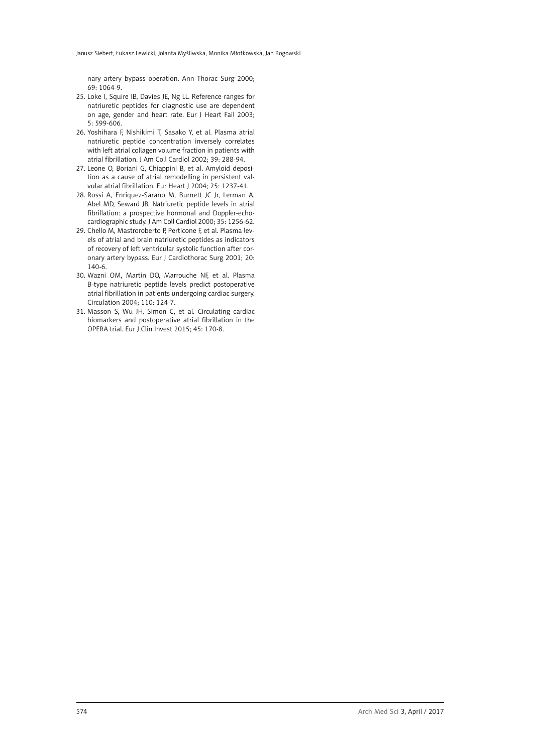nary artery bypass operation. Ann Thorac Surg 2000; 69: 1064-9.

25. Loke I, Squire IB, Davies JE, Ng LL. Reference ranges for natriuretic peptides for diagnostic use are dependent on age, gender and heart rate. Eur J Heart Fail 2003; 5: 599-606.
26. Yoshihara F, Nishikimi T, Sasako Y, et al. Plasma atrial natriuretic peptide concentration inversely correlates with left atrial collagen volume fraction in patients with atrial fibrillation. J Am Coll Cardiol 2002; 39: 288-94.
27. Leone O, Boriani G, Chiappini B, et al. Amyloid deposition as a cause of atrial remodelling in persistent valvular atrial fibrillation. Eur Heart J 2004; 25: 1237-41.
28. Rossi A, Enriquez-Sarano M, Burnett JC Jr, Lerman A, Abel MD, Seward JB. Natriuretic peptide levels in atrial fibrillation: a prospective hormonal and Doppler-echocardiographic study. J Am Coll Cardiol 2000; 35: 1256-62.
29. Chello M, Mastroroberto P, Perticone F, et al. Plasma levels of atrial and brain natriuretic peptides as indicators of recovery of left ventricular systolic function after coronary artery bypass. Eur J Cardiothorac Surg 2001; 20: 140-6.
30. Wazni OM, Martin DO, Marrouche NF, et al. Plasma B-type natriuretic peptide levels predict postoperative atrial fibrillation in patients undergoing cardiac surgery. Circulation 2004; 110: 124-7.
31. Masson S, Wu JH, Simon C, et al. Circulating cardiac biomarkers and postoperative atrial fibrillation in the OPERA trial. Eur J Clin Invest 2015; 45: 170-8.